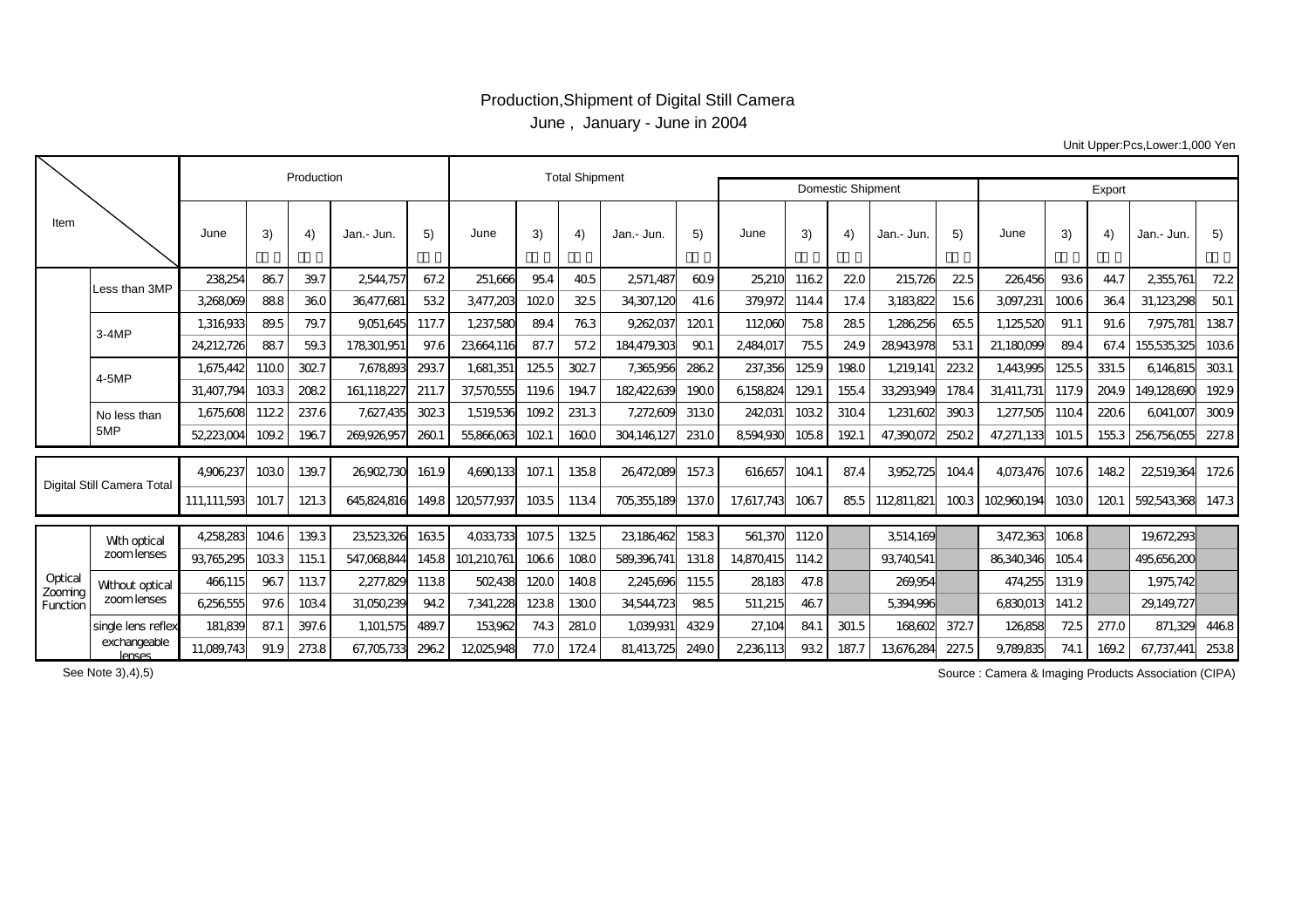# Production,Shipment of Digital Still Camera

June , January - June in 2004

Unit Upper:Pcs,Lower:1,000 Yen

| Item | | Production | | | | | Total Shipment | | | | | Domestic Shipment | | | | | Export | | | | |
|---|---|---|---|---|---|---|---|---|---|---|---|---|---|---|---|---|---|---|---|---|---|
| | | June | 3) | 4) | Jan.- Jun. | 5) | June | 3) | 4) | Jan.- Jun. | 5) | June | 3) | 4) | Jan.- Jun. | 5) | June | 3) | 4) | Jan.- Jun. | 5) |
| | Less than 3MP | 238,254 | 86.7 | 39.7 | 2,544,757 | 67.2 | 251,666 | 95.4 | 40.5 | 2,571,487 | 60.9 | 25,210 | 116.2 | 22.0 | 215,726 | 22.5 | 226,456 | 93.6 | 44.7 | 2,355,761 | 72.2 |
| | | 3,268,069 | 88.8 | 36.0 | 36,477,681 | 53.2 | 3,477,203 | 102.0 | 32.5 | 34,307,120 | 41.6 | 379,972 | 114.4 | 17.4 | 3,183,822 | 15.6 | 3,097,231 | 100.6 | 36.4 | 31,123,298 | 50.1 |
| | 3-4MP | 1,316,933 | 89.5 | 79.7 | 9,051,645 | 117.7 | 1,237,580 | 89.4 | 76.3 | 9,262,037 | 120.1 | 112,060 | 75.8 | 28.5 | 1,286,256 | 65.5 | 1,125,520 | 91.1 | 91.6 | 7,975,781 | 138.7 |
| | | 24,212,726 | 88.7 | 59.3 | 178,301,951 | 97.6 | 23,664,116 | 87.7 | 57.2 | 184,479,303 | 90.1 | 2,484,017 | 75.5 | 24.9 | 28,943,978 | 53.1 | 21,180,099 | 89.4 | 67.4 | 155,535,325 | 103.6 |
| | 4-5MP | 1,675,442 | 110.0 | 302.7 | 7,678,893 | 293.7 | 1,681,351 | 125.5 | 302.7 | 7,365,956 | 286.2 | 237,356 | 125.9 | 198.0 | 1,219,141 | 223.2 | 1,443,995 | 125.5 | 331.5 | 6,146,815 | 303.1 |
| | | 31,407,794 | 103.3 | 208.2 | 161,118,227 | 211.7 | 37,570,555 | 119.6 | 194.7 | 182,422,639 | 190.0 | 6,158,824 | 129.1 | 155.4 | 33,293,949 | 178.4 | 31,411,731 | 117.9 | 204.9 | 149,128,690 | 192.9 |
| | No less than 5MP | 1,675,608 | 112.2 | 237.6 | 7,627,435 | 302.3 | 1,519,536 | 109.2 | 231.3 | 7,272,609 | 313.0 | 242,031 | 103.2 | 310.4 | 1,231,602 | 390.3 | 1,277,505 | 110.4 | 220.6 | 6,041,007 | 300.9 |
| | | 52,223,004 | 109.2 | 196.7 | 269,926,957 | 260.1 | 55,866,063 | 102.1 | 160.0 | 304,146,127 | 231.0 | 8,594,930 | 105.8 | 192.1 | 47,390,072 | 250.2 | 47,271,133 | 101.5 | 155.3 | 256,756,055 | 227.8 |
| Digital Still Camera Total | | 4,906,237 | 103.0 | 139.7 | 26,902,730 | 161.9 | 4,690,133 | 107.1 | 135.8 | 26,472,089 | 157.3 | 616,657 | 104.1 | 87.4 | 3,952,725 | 104.4 | 4,073,476 | 107.6 | 148.2 | 22,519,364 | 172.6 |
| | | 111,111,593 | 101.7 | 121.3 | 645,824,816 | 149.8 | 120,577,937 | 103.5 | 113.4 | 705,355,189 | 137.0 | 17,617,743 | 106.7 | 85.5 | 112,811,821 | 100.3 | 102,960,194 | 103.0 | 120.1 | 592,543,368 | 147.3 |
| Optical Zooming Function | With optical zoom lenses | 4,258,283 | 104.6 | 139.3 | 23,523,326 | 163.5 | 4,033,733 | 107.5 | 132.5 | 23,186,462 | 158.3 | 561,370 | 112.0 | | 3,514,169 | | 3,472,363 | 106.8 | | 19,672,293 | |
| | | 93,765,295 | 103.3 | 115.1 | 547,068,844 | 145.8 | 101,210,761 | 106.6 | 108.0 | 589,396,741 | 131.8 | 14,870,415 | 114.2 | | 93,740,541 | | 86,340,346 | 105.4 | | 495,656,200 | |
| | Without optical zoom lenses | 466,115 | 96.7 | 113.7 | 2,277,829 | 113.8 | 502,438 | 120.0 | 140.8 | 2,245,696 | 115.5 | 28,183 | 47.8 | | 269,954 | | 474,255 | 131.9 | | 1,975,742 | |
| | | 6,256,555 | 97.6 | 103.4 | 31,050,239 | 94.2 | 7,341,228 | 123.8 | 130.0 | 34,544,723 | 98.5 | 511,215 | 46.7 | | 5,394,996 | | 6,830,013 | 141.2 | | 29,149,727 | |
| | single lens reflex exchangeable lenses | 181,839 | 87.1 | 397.6 | 1,101,575 | 489.7 | 153,962 | 74.3 | 281.0 | 1,039,931 | 432.9 | 27,104 | 84.1 | 301.5 | 168,602 | 372.7 | 126,858 | 72.5 | 277.0 | 871,329 | 446.8 |
| | | 11,089,743 | 91.9 | 273.8 | 67,705,733 | 296.2 | 12,025,948 | 77.0 | 172.4 | 81,413,725 | 249.0 | 2,236,113 | 93.2 | 187.7 | 13,676,284 | 227.5 | 9,789,835 | 74.1 | 169.2 | 67,737,441 | 253.8 |

See Note 3),4),5)

Source : Camera & Imaging Products Association (CIPA)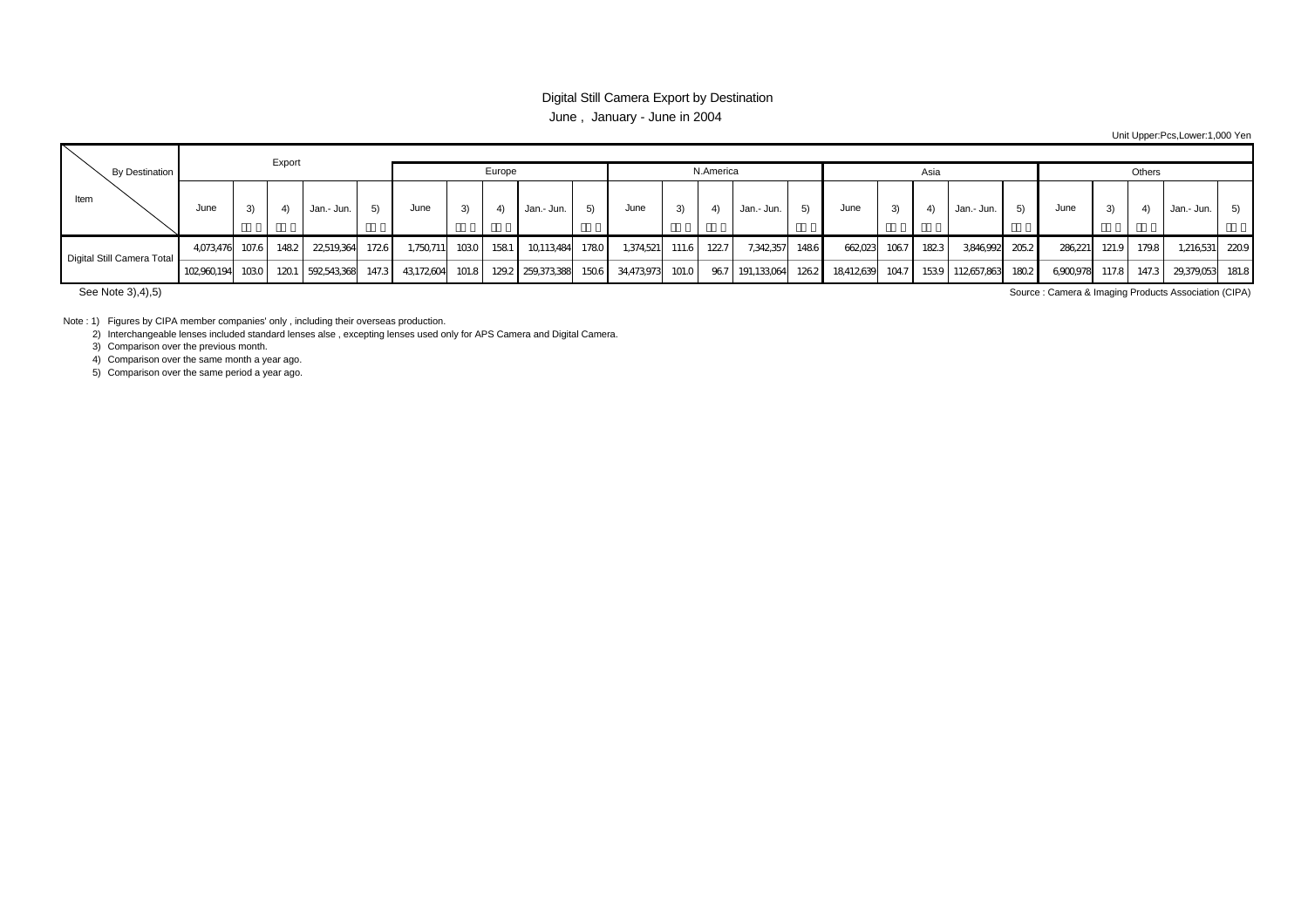# Digital Still Camera Export by Destination

June , January - June in 2004

Unit Upper:Pcs,Lower:1,000 Yen

| By Destination / Item | Export | | | | | Europe | | | | | N.America | | | | | Asia | | | | | Others | | | | |
|---|---|---|---|---|---|---|---|---|---|---|---|---|---|---|---|---|---|---|---|---|---|---|---|---|---|
| | June | 3) | 4) | Jan.- Jun. | 5) | June | 3) | 4) | Jan.- Jun. | 5) | June | 3) | 4) | Jan.- Jun. | 5) | June | 3) | 4) | Jan.- Jun. | 5) | June | 3) | 4) | Jan.- Jun. | 5) |
| Digital Still Camera Total | 4,073,476 | 107.6 | 148.2 | 22,519,364 | 172.6 | 1,750,711 | 103.0 | 158.1 | 10,113,484 | 178.0 | 1,374,521 | 111.6 | 122.7 | 7,342,357 | 148.6 | 662,023 | 106.7 | 182.3 | 3,846,992 | 205.2 | 286,221 | 121.9 | 179.8 | 1,216,531 | 220.9 |
| | 102,960,194 | 103.0 | 120.1 | 592,543,368 | 147.3 | 43,172,604 | 101.8 | 129.2 | 259,373,388 | 150.6 | 34,473,973 | 101.0 | 96.7 | 191,133,064 | 126.2 | 18,412,639 | 104.7 | 153.9 | 112,657,863 | 180.2 | 6,900,978 | 117.8 | 147.3 | 29,379,053 | 181.8 |

See Note 3),4),5)

Source : Camera & Imaging Products Association (CIPA)

Note : 1) Figures by CIPA member companies' only , including their overseas production.

2) Interchangeable lenses included standard lenses alse , excepting lenses used only for APS Camera and Digital Camera.

3) Comparison over the previous month.

4) Comparison over the same month a year ago.

5) Comparison over the same period a year ago.